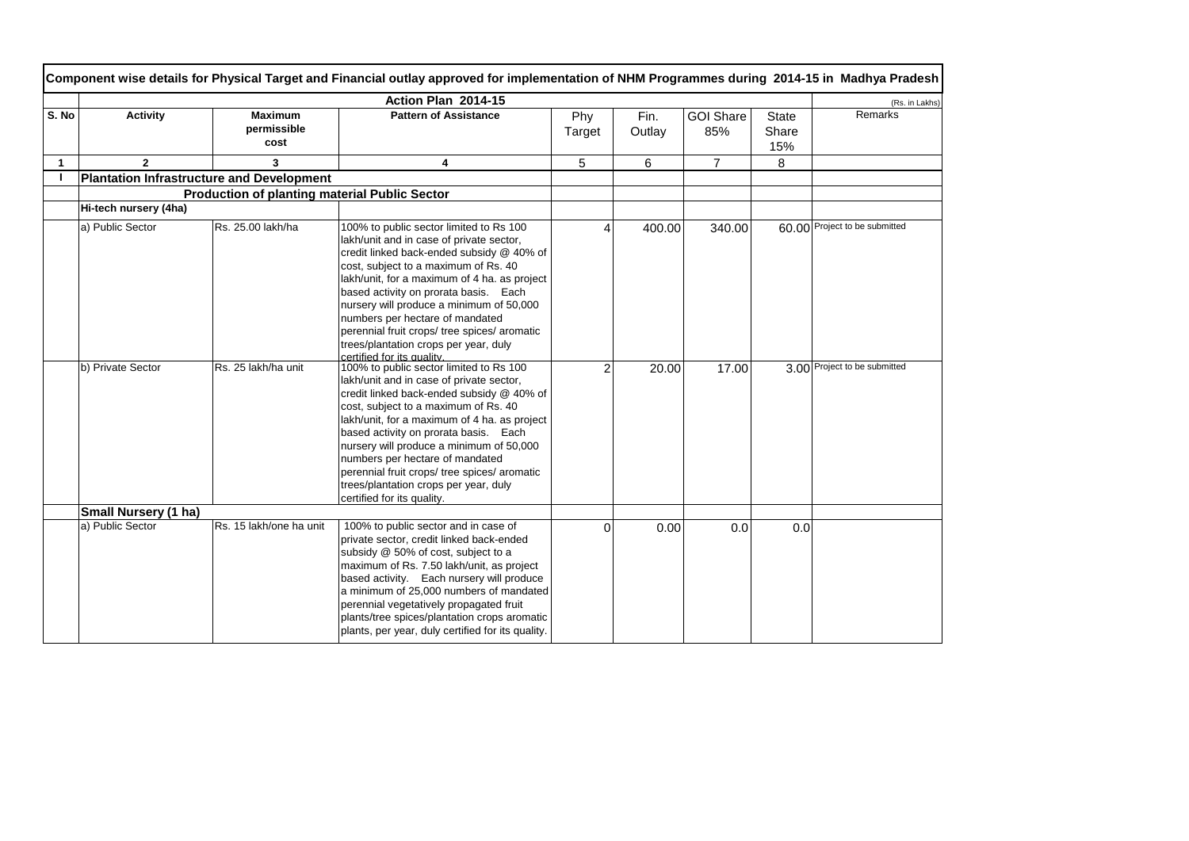# Component wise details for Physical Target and Financial outlay approved for implementation of NHM Programmes during 2014-15 in Madhya Pradesh

| | Action Plan 2014-15 | | | | | | | (Rs. in Lakhs) |
|---|---|---|---|---|---|---|---|---|
| S. No | Activity | Maximum permissible cost | Pattern of Assistance | Phy Target | Fin. Outlay | GOI Share 85% | State Share 15% | Remarks |
| 1 | 2 | 3 | 4 | 5 | 6 | 7 | 8 | |
| I | **Plantation Infrastructure and Development** | | | | | | | |
| | | **Production of planting material Public Sector** | | | | | | |
| | **Hi-tech nursery (4ha)** | | | | | | | |
| | a) Public Sector | Rs. 25.00 lakh/ha | 100% to public sector limited to Rs 100 lakh/unit and in case of private sector, credit linked back-ended subsidy @ 40% of cost, subject to a maximum of Rs. 40 lakh/unit, for a maximum of 4 ha. as project based activity on prorata basis. Each nursery will produce a minimum of 50,000 numbers per hectare of mandated perennial fruit crops/ tree spices/ aromatic trees/plantation crops per year, duly certified for its quality. | 4 | 400.00 | 340.00 | 60.00 | Project to be submitted |
| | b) Private Sector | Rs. 25 lakh/ha unit | 100% to public sector limited to Rs 100 lakh/unit and in case of private sector, credit linked back-ended subsidy @ 40% of cost, subject to a maximum of Rs. 40 lakh/unit, for a maximum of 4 ha. as project based activity on prorata basis. Each nursery will produce a minimum of 50,000 numbers per hectare of mandated perennial fruit crops/ tree spices/ aromatic trees/plantation crops per year, duly certified for its quality. | 2 | 20.00 | 17.00 | 3.00 | Project to be submitted |
| | **Small Nursery (1 ha)** | | | | | | | |
| | a) Public Sector | Rs. 15 lakh/one ha unit | 100% to public sector and in case of private sector, credit linked back-ended subsidy @ 50% of cost, subject to a maximum of Rs. 7.50 lakh/unit, as project based activity. Each nursery will produce a minimum of 25,000 numbers of mandated perennial vegetatively propagated fruit plants/tree spices/plantation crops aromatic plants, per year, duly certified for its quality. | 0 | 0.00 | 0.0 | 0.0 | |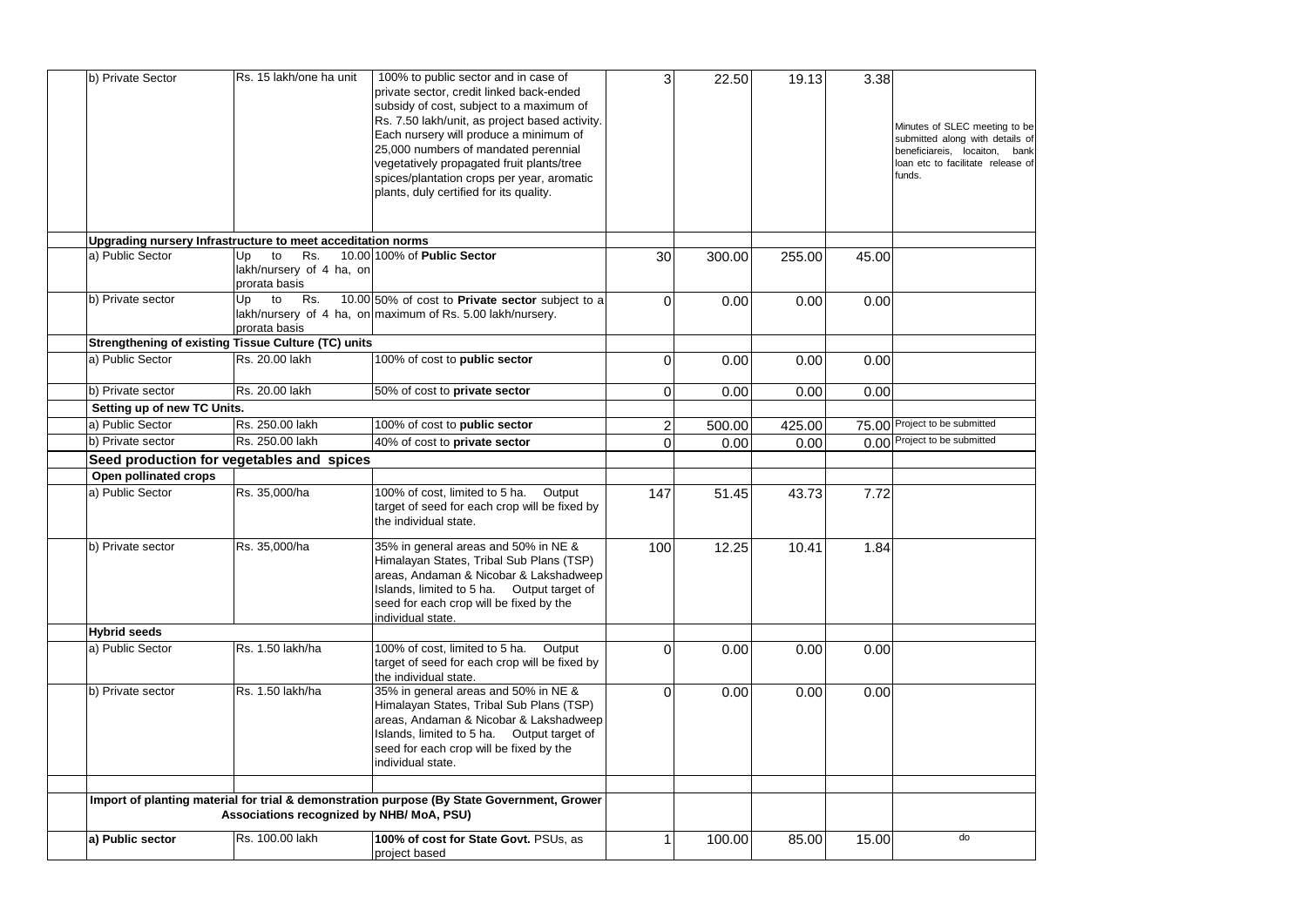| | | | | | | | |
|---|---|---|---|---|---|---|---|
| b) Private Sector | Rs. 15 lakh/one ha unit | 100% to public sector and in case of private sector, credit linked back-ended subsidy of cost, subject to a maximum of Rs. 7.50 lakh/unit, as project based activity. Each nursery will produce a minimum of 25,000 numbers of mandated perennial vegetatively propagated fruit plants/tree spices/plantation crops per year, aromatic plants, duly certified for its quality. | 3 | 22.50 | 19.13 | 3.38 | Minutes of SLEC meeting to be submitted along with details of beneficiareis, locaiton, bank loan etc to facilitate release of funds. |
| **Upgrading nursery Infrastructure to meet acceditation norms** | | | | | | | |
| a) Public Sector | Up to Rs. 10.00 lakh/nursery of 4 ha, on prorata basis | 100% of **Public Sector** | 30 | 300.00 | 255.00 | 45.00 | |
| b) Private sector | Up to Rs. 10.00 lakh/nursery of 4 ha, on prorata basis | 50% of cost to **Private sector** subject to a maximum of Rs. 5.00 lakh/nursery. | 0 | 0.00 | 0.00 | 0.00 | |
| **Strengthening of existing Tissue Culture (TC) units** | | | | | | | |
| a) Public Sector | Rs. 20.00 lakh | 100% of cost to **public sector** | 0 | 0.00 | 0.00 | 0.00 | |
| b) Private sector | Rs. 20.00 lakh | 50% of cost to **private sector** | 0 | 0.00 | 0.00 | 0.00 | |
| **Setting up of new TC Units.** | | | | | | | |
| a) Public Sector | Rs. 250.00 lakh | 100% of cost to **public sector** | 2 | 500.00 | 425.00 | 75.00 | Project to be submitted |
| b) Private sector | Rs. 250.00 lakh | 40% of cost to **private sector** | 0 | 0.00 | 0.00 | 0.00 | Project to be submitted |
| **Seed production for vegetables and spices** | | | | | | | |
| **Open pollinated crops** | | | | | | | |
| a) Public Sector | Rs. 35,000/ha | 100% of cost, limited to 5 ha. Output target of seed for each crop will be fixed by the individual state. | 147 | 51.45 | 43.73 | 7.72 | |
| b) Private sector | Rs. 35,000/ha | 35% in general areas and 50% in NE & Himalayan States, Tribal Sub Plans (TSP) areas, Andaman & Nicobar & Lakshadweep Islands, limited to 5 ha. Output target of seed for each crop will be fixed by the individual state. | 100 | 12.25 | 10.41 | 1.84 | |
| **Hybrid seeds** | | | | | | | |
| a) Public Sector | Rs. 1.50 lakh/ha | 100% of cost, limited to 5 ha. Output target of seed for each crop will be fixed by the individual state. | 0 | 0.00 | 0.00 | 0.00 | |
| b) Private sector | Rs. 1.50 lakh/ha | 35% in general areas and 50% in NE & Himalayan States, Tribal Sub Plans (TSP) areas, Andaman & Nicobar & Lakshadweep Islands, limited to 5 ha. Output target of seed for each crop will be fixed by the individual state. | 0 | 0.00 | 0.00 | 0.00 | |
| | | | | | | | |
| **Import of planting material for trial & demonstration purpose (By State Government, Grower Associations recognized by NHB/ MoA, PSU)** | | | | | | | |
| **a) Public sector** | Rs. 100.00 lakh | **100% of cost for State Govt.** PSUs, as project based | 1 | 100.00 | 85.00 | 15.00 | do |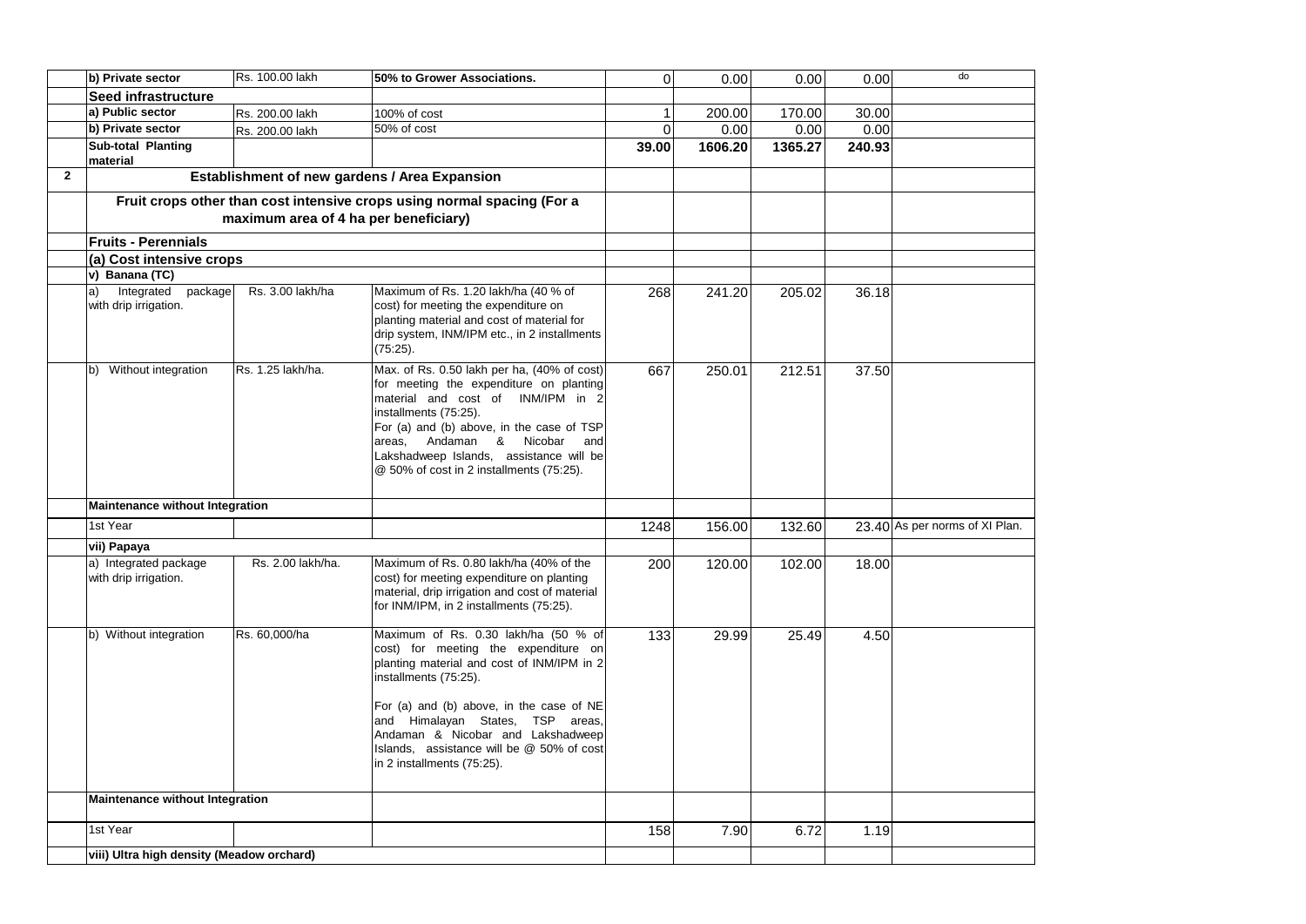| | | | | | | | | |
|---|---|---|---|---|---|---|---|---|
| | **b) Private sector** | Rs. 100.00 lakh | **50% to Grower Associations.** | 0 | 0.00 | 0.00 | 0.00 | do |
| | **Seed infrastructure** | | | | | | | |
| | **a) Public sector** | Rs. 200.00 lakh | 100% of cost | 1 | 200.00 | 170.00 | 30.00 | |
| | **b) Private sector** | Rs. 200.00 lakh | 50% of cost | 0 | 0.00 | 0.00 | 0.00 | |
| | **Sub-total Planting material** | | | **39.00** | **1606.20** | **1365.27** | **240.93** | |
| **2** | **Establishment of new gardens / Area Expansion** | | | | | | | |
| | **Fruit crops other than cost intensive crops using normal spacing (For a maximum area of 4 ha per beneficiary)** | | | | | | | |
| | **Fruits - Perennials** | | | | | | | |
| | **(a) Cost intensive crops** | | | | | | | |
| | **v) Banana (TC)** | | | | | | | |
| | a) Integrated package with drip irrigation. | Rs. 3.00 lakh/ha | Maximum of Rs. 1.20 lakh/ha (40 % of cost) for meeting the expenditure on planting material and cost of material for drip system, INM/IPM etc., in 2 installments (75:25). | 268 | 241.20 | 205.02 | 36.18 | |
| | b) Without integration | Rs. 1.25 lakh/ha. | Max. of Rs. 0.50 lakh per ha, (40% of cost) for meeting the expenditure on planting material and cost of INM/IPM in 2 installments (75:25). For (a) and (b) above, in the case of TSP areas, Andaman & Nicobar and Lakshadweep Islands, assistance will be @ 50% of cost in 2 installments (75:25). | 667 | 250.01 | 212.51 | 37.50 | |
| | **Maintenance without Integration** | | | | | | | |
| | 1st Year | | | 1248 | 156.00 | 132.60 | 23.40 | As per norms of XI Plan. |
| | **vii) Papaya** | | | | | | | |
| | a) Integrated package with drip irrigation. | Rs. 2.00 lakh/ha. | Maximum of Rs. 0.80 lakh/ha (40% of the cost) for meeting expenditure on planting material, drip irrigation and cost of material for INM/IPM, in 2 installments (75:25). | 200 | 120.00 | 102.00 | 18.00 | |
| | b) Without integration | Rs. 60,000/ha | Maximum of Rs. 0.30 lakh/ha (50 % of cost) for meeting the expenditure on planting material and cost of INM/IPM in 2 installments (75:25). For (a) and (b) above, in the case of NE and Himalayan States, TSP areas, Andaman & Nicobar and Lakshadweep Islands, assistance will be @ 50% of cost in 2 installments (75:25). | 133 | 29.99 | 25.49 | 4.50 | |
| | **Maintenance without Integration** | | | | | | | |
| | 1st Year | | | 158 | 7.90 | 6.72 | 1.19 | |
| | **viii) Ultra high density (Meadow orchard)** | | | | | | | |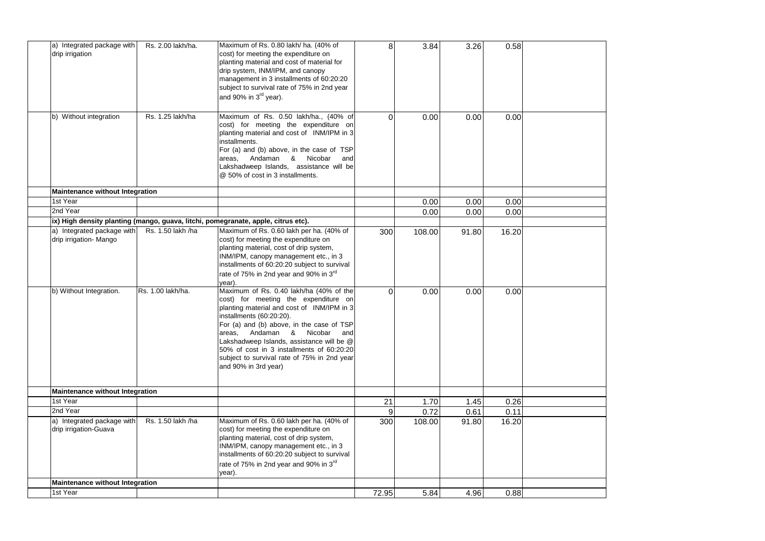| | | | | | | | | |
|---|---|---|---|---|---|---|---|---|
| | a) Integrated package with drip irrigation | Rs. 2.00 lakh/ha. | Maximum of Rs. 0.80 lakh/ ha. (40% of cost) for meeting the expenditure on planting material and cost of material for drip system, INM/IPM, and canopy management in 3 installments of 60:20:20 subject to survival rate of 75% in 2nd year and 90% in 3rd year). | 8 | 3.84 | 3.26 | 0.58 | |
| | b) Without integration | Rs. 1.25 lakh/ha | Maximum of Rs. 0.50 lakh/ha., (40% of cost) for meeting the expenditure on planting material and cost of INM/IPM in 3 installments. For (a) and (b) above, in the case of TSP areas, Andaman & Nicobar and Lakshadweep Islands, assistance will be @ 50% of cost in 3 installments. | 0 | 0.00 | 0.00 | 0.00 | |
| | **Maintenance without Integration** | | | | | | | |
| | 1st Year | | | | 0.00 | 0.00 | 0.00 | |
| | 2nd Year | | | | 0.00 | 0.00 | 0.00 | |
| | **ix) High density planting (mango, guava, litchi, pomegranate, apple, citrus etc).** | | | | | | | |
| | a) Integrated package with drip irrigation- Mango | Rs. 1.50 lakh /ha | Maximum of Rs. 0.60 lakh per ha. (40% of cost) for meeting the expenditure on planting material, cost of drip system, INM/IPM, canopy management etc., in 3 installments of 60:20:20 subject to survival rate of 75% in 2nd year and 90% in 3rd year). | 300 | 108.00 | 91.80 | 16.20 | |
| | b) Without Integration. | Rs. 1.00 lakh/ha. | Maximum of Rs. 0.40 lakh/ha (40% of the cost) for meeting the expenditure on planting material and cost of INM/IPM in 3 installments (60:20:20). For (a) and (b) above, in the case of TSP areas, Andaman & Nicobar and Lakshadweep Islands, assistance will be @ 50% of cost in 3 installments of 60:20:20 subject to survival rate of 75% in 2nd year and 90% in 3rd year) | 0 | 0.00 | 0.00 | 0.00 | |
| | **Maintenance without Integration** | | | | | | | |
| | 1st Year | | | 21 | 1.70 | 1.45 | 0.26 | |
| | 2nd Year | | | 9 | 0.72 | 0.61 | 0.11 | |
| | a) Integrated package with drip irrigation-Guava | Rs. 1.50 lakh /ha | Maximum of Rs. 0.60 lakh per ha. (40% of cost) for meeting the expenditure on planting material, cost of drip system, INM/IPM, canopy management etc., in 3 installments of 60:20:20 subject to survival rate of 75% in 2nd year and 90% in 3rd year). | 300 | 108.00 | 91.80 | 16.20 | |
| | **Maintenance without Integration** | | | | | | | |
| | 1st Year | | | 72.95 | 5.84 | 4.96 | 0.88 | |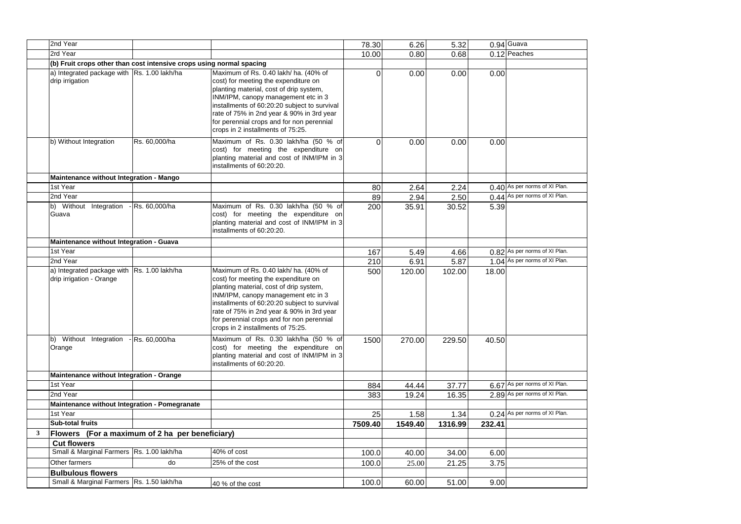| | | | | | | | | |
|---|---|---|---|---|---|---|---|---|
| | 2nd Year | | | 78.30 | 6.26 | 5.32 | 0.94 | Guava |
| | 2rd Year | | | 10.00 | 0.80 | 0.68 | 0.12 | Peaches |
| | **(b) Fruit crops other than cost intensive crops using normal spacing** | | | | | | | |
| | a) Integrated package with drip irrigation | Rs. 1.00 lakh/ha | Maximum of Rs. 0.40 lakh/ ha. (40% of cost) for meeting the expenditure on planting material, cost of drip system, INM/IPM, canopy management etc in 3 installments of 60:20:20 subject to survival rate of 75% in 2nd year & 90% in 3rd year for perennial crops and for non perennial crops in 2 installments of 75:25. | 0 | 0.00 | 0.00 | 0.00 | |
| | b) Without Integration | Rs. 60,000/ha | Maximum of Rs. 0.30 lakh/ha (50 % of cost) for meeting the expenditure on planting material and cost of INM/IPM in 3 installments of 60:20:20. | 0 | 0.00 | 0.00 | 0.00 | |
| | **Maintenance without Integration - Mango** | | | | | | | |
| | 1st Year | | | 80 | 2.64 | 2.24 | 0.40 | As per norms of XI Plan. |
| | 2nd Year | | | 89 | 2.94 | 2.50 | 0.44 | As per norms of XI Plan. |
| | b) Without Integration - Guava | Rs. 60,000/ha | Maximum of Rs. 0.30 lakh/ha (50 % of cost) for meeting the expenditure on planting material and cost of INM/IPM in 3 installments of 60:20:20. | 200 | 35.91 | 30.52 | 5.39 | |
| | **Maintenance without Integration - Guava** | | | | | | | |
| | 1st Year | | | 167 | 5.49 | 4.66 | 0.82 | As per norms of XI Plan. |
| | 2nd Year | | | 210 | 6.91 | 5.87 | 1.04 | As per norms of XI Plan. |
| | a) Integrated package with drip irrigation - Orange | Rs. 1.00 lakh/ha | Maximum of Rs. 0.40 lakh/ ha. (40% of cost) for meeting the expenditure on planting material, cost of drip system, INM/IPM, canopy management etc in 3 installments of 60:20:20 subject to survival rate of 75% in 2nd year & 90% in 3rd year for perennial crops and for non perennial crops in 2 installments of 75:25. | 500 | 120.00 | 102.00 | 18.00 | |
| | b) Without Integration - Orange | Rs. 60,000/ha | Maximum of Rs. 0.30 lakh/ha (50 % of cost) for meeting the expenditure on planting material and cost of INM/IPM in 3 installments of 60:20:20. | 1500 | 270.00 | 229.50 | 40.50 | |
| | **Maintenance without Integration - Orange** | | | | | | | |
| | 1st Year | | | 884 | 44.44 | 37.77 | 6.67 | As per norms of XI Plan. |
| | 2nd Year | | | 383 | 19.24 | 16.35 | 2.89 | As per norms of XI Plan. |
| | **Maintenance without Integration - Pomegranate** | | | | | | | |
| | 1st Year | | | 25 | 1.58 | 1.34 | 0.24 | As per norms of XI Plan. |
| | **Sub-total fruits** | | | **7509.40** | **1549.40** | **1316.99** | **232.41** | |
| **3** | **Flowers (For a maximum of 2 ha per beneficiary)** | | | | | | | |
| | **Cut flowers** | | | | | | | |
| | Small & Marginal Farmers | Rs. 1.00 lakh/ha | 40% of cost | 100.0 | 40.00 | 34.00 | 6.00 | |
| | Other farmers | do | 25% of the cost | 100.0 | 25.00 | 21.25 | 3.75 | |
| | **Bulbulous flowers** | | | | | | | |
| | Small & Marginal Farmers | Rs. 1.50 lakh/ha | 40 % of the cost | 100.0 | 60.00 | 51.00 | 9.00 | |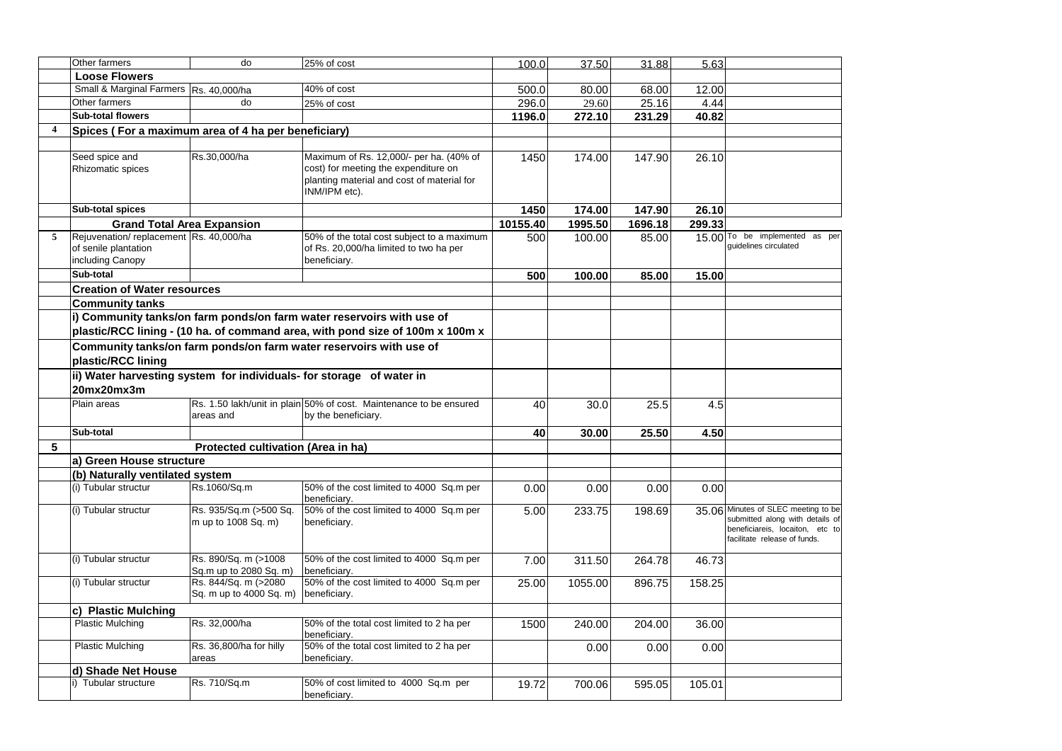|   |   |   |   |   |   |   |   |   |
|---|---|---|---|---|---|---|---|---|
|   | Other farmers | do | 25% of cost | 100.0 | 37.50 | 31.88 | 5.63 |   |
|   | **Loose Flowers** |   |   |   |   |   |   |   |
|   | Small & Marginal Farmers | Rs. 40,000/ha | 40% of cost | 500.0 | 80.00 | 68.00 | 12.00 |   |
|   | Other farmers | do | 25% of cost | 296.0 | 29.60 | 25.16 | 4.44 |   |
|   | **Sub-total flowers** |   |   | **1196.0** | **272.10** | **231.29** | **40.82** |   |
| **4** | **Spices ( For a maximum area of 4 ha per beneficiary)** |   |   |   |   |   |   |   |
|   |   |   |   |   |   |   |   |   |
|   | Seed spice and Rhizomatic spices | Rs.30,000/ha | Maximum of Rs. 12,000/- per ha. (40% of cost) for meeting the expenditure on planting material and cost of material for INM/IPM etc). | 1450 | 174.00 | 147.90 | 26.10 |   |
|   | **Sub-total spices** |   |   | **1450** | **174.00** | **147.90** | **26.10** |   |
|   | **Grand Total Area Expansion** |   |   | **10155.40** | **1995.50** | **1696.18** | **299.33** |   |
| **5** | Rejuvenation/ replacement of senile plantation including Canopy | Rs. 40,000/ha | 50% of the total cost subject to a maximum of Rs. 20,000/ha limited to two ha per beneficiary. | 500 | 100.00 | 85.00 | 15.00 | To be implemented as per guidelines circulated |
|   | **Sub-total** |   |   | **500** | **100.00** | **85.00** | **15.00** |   |
|   | **Creation of Water resources** |   |   |   |   |   |   |   |
|   | **Community tanks** |   |   |   |   |   |   |   |
|   | **i) Community tanks/on farm ponds/on farm water reservoirs with use of plastic/RCC lining - (10 ha. of command area, with pond size of 100m x 100m x** |   |   |   |   |   |   |   |
|   | **Community tanks/on farm ponds/on farm water reservoirs with use of plastic/RCC lining** |   |   |   |   |   |   |   |
|   | **ii) Water harvesting system for individuals- for storage of water in 20mx20mx3m** |   |   |   |   |   |   |   |
|   | Plain areas | Rs. 1.50 lakh/unit in plain areas and | 50% of cost. Maintenance to be ensured by the beneficiary. | 40 | 30.0 | 25.5 | 4.5 |   |
|   | **Sub-total** |   |   | **40** | **30.00** | **25.50** | **4.50** |   |
| **5** |   | **Protected cultivation (Area in ha)** |   |   |   |   |   |   |
|   | **a) Green House structure** |   |   |   |   |   |   |   |
|   | **(b) Naturally ventilated system** |   |   |   |   |   |   |   |
|   | (i) Tubular structur | Rs.1060/Sq.m | 50% of the cost limited to 4000 Sq.m per beneficiary. | 0.00 | 0.00 | 0.00 | 0.00 |   |
|   | (i) Tubular structur | Rs. 935/Sq.m (>500 Sq. m up to 1008 Sq. m) | 50% of the cost limited to 4000 Sq.m per beneficiary. | 5.00 | 233.75 | 198.69 | 35.06 | Minutes of SLEC meeting to be submitted along with details of beneficiareis, locaiton, etc to facilitate release of funds. |
|   | (i) Tubular structur | Rs. 890/Sq. m (>1008 Sq.m up to 2080 Sq. m) | 50% of the cost limited to 4000 Sq.m per beneficiary. | 7.00 | 311.50 | 264.78 | 46.73 |   |
|   | (i) Tubular structur | Rs. 844/Sq. m (>2080 Sq. m up to 4000 Sq. m) | 50% of the cost limited to 4000 Sq.m per beneficiary. | 25.00 | 1055.00 | 896.75 | 158.25 |   |
|   | **c) Plastic Mulching** |   |   |   |   |   |   |   |
|   | Plastic Mulching | Rs. 32,000/ha | 50% of the total cost limited to 2 ha per beneficiary. | 1500 | 240.00 | 204.00 | 36.00 |   |
|   | Plastic Mulching | Rs. 36,800/ha for hilly areas | 50% of the total cost limited to 2 ha per beneficiary. |   | 0.00 | 0.00 | 0.00 |   |
|   | **d) Shade Net House** |   |   |   |   |   |   |   |
|   | i) Tubular structure | Rs. 710/Sq.m | 50% of cost limited to 4000 Sq.m per beneficiary. | 19.72 | 700.06 | 595.05 | 105.01 |   |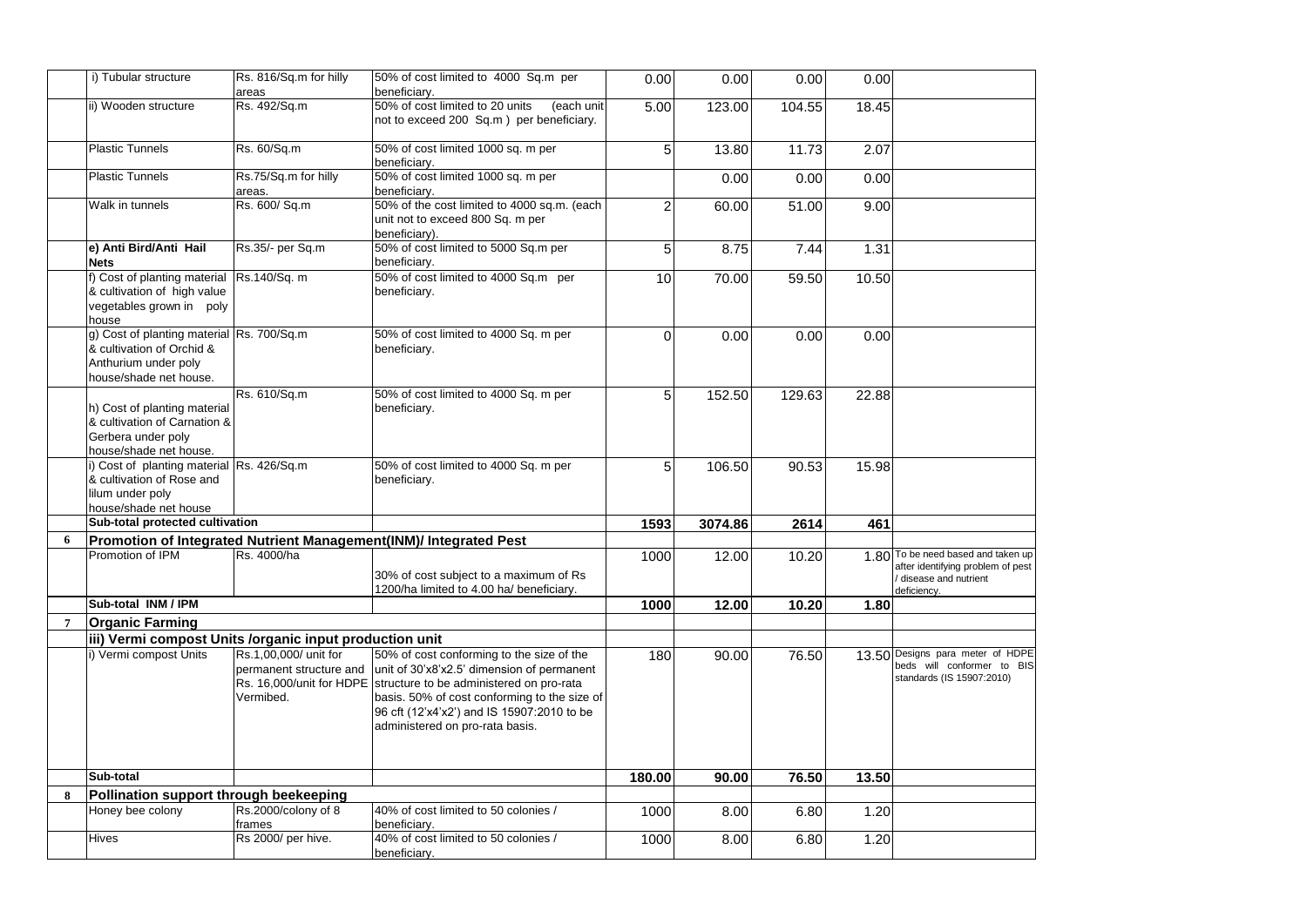| | | | | | | | | |
|---|---|---|---|---|---|---|---|---|
| | i) Tubular structure | Rs. 816/Sq.m for hilly areas | 50% of cost limited to 4000 Sq.m per beneficiary. | 0.00 | 0.00 | 0.00 | 0.00 | |
| | ii) Wooden structure | Rs. 492/Sq.m | 50% of cost limited to 20 units (each unit not to exceed 200 Sq.m ) per beneficiary. | 5.00 | 123.00 | 104.55 | 18.45 | |
| | Plastic Tunnels | Rs. 60/Sq.m | 50% of cost limited 1000 sq. m per beneficiary. | 5 | 13.80 | 11.73 | 2.07 | |
| | Plastic Tunnels | Rs.75/Sq.m for hilly areas. | 50% of cost limited 1000 sq. m per beneficiary. | | 0.00 | 0.00 | 0.00 | |
| | Walk in tunnels | Rs. 600/ Sq.m | 50% of the cost limited to 4000 sq.m. (each unit not to exceed 800 Sq. m per beneficiary). | 2 | 60.00 | 51.00 | 9.00 | |
| | **e) Anti Bird/Anti Hail Nets** | Rs.35/- per Sq.m | 50% of cost limited to 5000 Sq.m per beneficiary. | 5 | 8.75 | 7.44 | 1.31 | |
| | f) Cost of planting material & cultivation of high value vegetables grown in poly house | Rs.140/Sq. m | 50% of cost limited to 4000 Sq.m per beneficiary. | 10 | 70.00 | 59.50 | 10.50 | |
| | g) Cost of planting material & cultivation of Orchid & Anthurium under poly house/shade net house. | Rs. 700/Sq.m | 50% of cost limited to 4000 Sq. m per beneficiary. | 0 | 0.00 | 0.00 | 0.00 | |
| | h) Cost of planting material & cultivation of Carnation & Gerbera under poly house/shade net house. | Rs. 610/Sq.m | 50% of cost limited to 4000 Sq. m per beneficiary. | 5 | 152.50 | 129.63 | 22.88 | |
| | i) Cost of planting material & cultivation of Rose and lilum under poly house/shade net house | Rs. 426/Sq.m | 50% of cost limited to 4000 Sq. m per beneficiary. | 5 | 106.50 | 90.53 | 15.98 | |
| | **Sub-total protected cultivation** | | | **1593** | **3074.86** | **2614** | **461** | |
| **6** | **Promotion of Integrated Nutrient Management(INM)/ Integrated Pest** | | | | | | | |
| | Promotion of IPM | Rs. 4000/ha | 30% of cost subject to a maximum of Rs 1200/ha limited to 4.00 ha/ beneficiary. | 1000 | 12.00 | 10.20 | 1.80 | To be need based and taken up after identifying problem of pest / disease and nutrient deficiency. |
| | **Sub-total INM / IPM** | | | **1000** | **12.00** | **10.20** | **1.80** | |
| **7** | **Organic Farming** | | | | | | | |
| | **iii) Vermi compost Units /organic input production unit** | | | | | | | |
| | i) Vermi compost Units | Rs.1,00,000/ unit for permanent structure and Rs. 16,000/unit for HDPE Vermibed. | 50% of cost conforming to the size of the unit of 30'x8'x2.5' dimension of permanent structure to be administered on pro-rata basis. 50% of cost conforming to the size of 96 cft (12'x4'x2') and IS 15907:2010 to be administered on pro-rata basis. | 180 | 90.00 | 76.50 | 13.50 | Designs para meter of HDPE beds will conformer to BIS standards (IS 15907:2010) |
| | **Sub-total** | | | **180.00** | **90.00** | **76.50** | **13.50** | |
| **8** | **Pollination support through beekeeping** | | | | | | | |
| | Honey bee colony | Rs.2000/colony of 8 frames | 40% of cost limited to 50 colonies / beneficiary. | 1000 | 8.00 | 6.80 | 1.20 | |
| | Hives | Rs 2000/ per hive. | 40% of cost limited to 50 colonies / beneficiary. | 1000 | 8.00 | 6.80 | 1.20 | |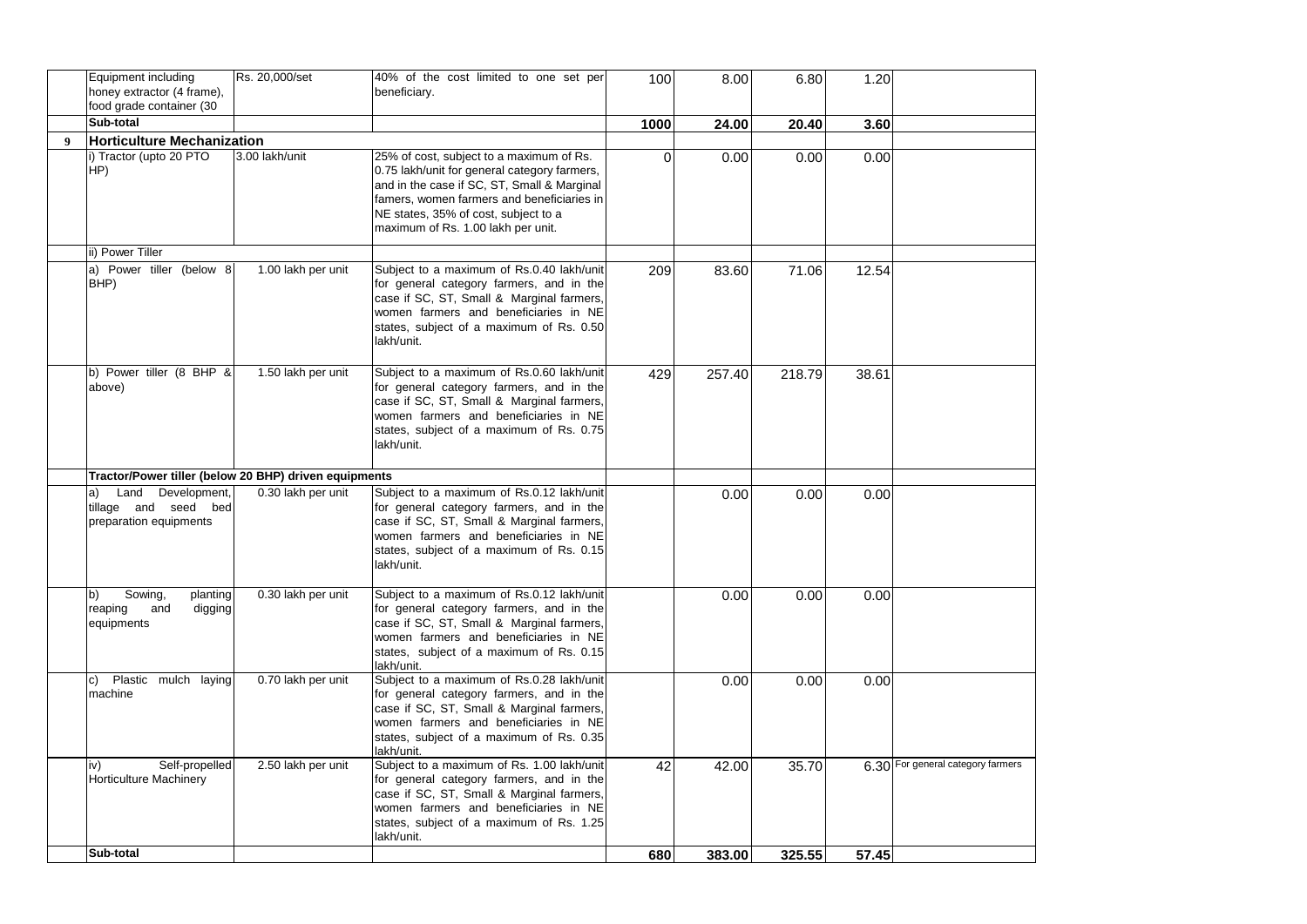| | | | | | | | | |
|---|---|---|---|---|---|---|---|---|
| | Equipment including honey extractor (4 frame), food grade container (30 | Rs. 20,000/set | 40% of the cost limited to one set per beneficiary. | 100 | 8.00 | 6.80 | 1.20 | |
| | **Sub-total** | | | **1000** | **24.00** | **20.40** | **3.60** | |
| **9** | **Horticulture Mechanization** | | | | | | | |
| | i) Tractor (upto 20 PTO HP) | 3.00 lakh/unit | 25% of cost, subject to a maximum of Rs. 0.75 lakh/unit for general category farmers, and in the case if SC, ST, Small & Marginal famers, women farmers and beneficiaries in NE states, 35% of cost, subject to a maximum of Rs. 1.00 lakh per unit. | 0 | 0.00 | 0.00 | 0.00 | |
| | ii) Power Tiller | | | | | | | |
| | a) Power tiller (below 8 BHP) | 1.00 lakh per unit | Subject to a maximum of Rs.0.40 lakh/unit for general category farmers, and in the case if SC, ST, Small & Marginal farmers, women farmers and beneficiaries in NE states, subject of a maximum of Rs. 0.50 lakh/unit. | 209 | 83.60 | 71.06 | 12.54 | |
| | b) Power tiller (8 BHP & above) | 1.50 lakh per unit | Subject to a maximum of Rs.0.60 lakh/unit for general category farmers, and in the case if SC, ST, Small & Marginal farmers, women farmers and beneficiaries in NE states, subject of a maximum of Rs. 0.75 lakh/unit. | 429 | 257.40 | 218.79 | 38.61 | |
| | **Tractor/Power tiller (below 20 BHP) driven equipments** | | | | | | | |
| | a) Land Development, tillage and seed bed preparation equipments | 0.30 lakh per unit | Subject to a maximum of Rs.0.12 lakh/unit for general category farmers, and in the case if SC, ST, Small & Marginal farmers, women farmers and beneficiaries in NE states, subject of a maximum of Rs. 0.15 lakh/unit. | | 0.00 | 0.00 | 0.00 | |
| | b) Sowing, planting reaping and digging equipments | 0.30 lakh per unit | Subject to a maximum of Rs.0.12 lakh/unit for general category farmers, and in the case if SC, ST, Small & Marginal farmers, women farmers and beneficiaries in NE states, subject of a maximum of Rs. 0.15 lakh/unit. | | 0.00 | 0.00 | 0.00 | |
| | c) Plastic mulch laying machine | 0.70 lakh per unit | Subject to a maximum of Rs.0.28 lakh/unit for general category farmers, and in the case if SC, ST, Small & Marginal farmers, women farmers and beneficiaries in NE states, subject to a maximum of Rs. 0.35 lakh/unit. | | 0.00 | 0.00 | 0.00 | |
| | iv) Self-propelled Horticulture Machinery | 2.50 lakh per unit | Subject to a maximum of Rs. 1.00 lakh/unit for general category farmers, and in the case if SC, ST, Small & Marginal farmers, women farmers and beneficiaries in NE states, subject to a maximum of Rs. 1.25 lakh/unit. | 42 | 42.00 | 35.70 | 6.30 | For general category farmers |
| | **Sub-total** | | | **680** | **383.00** | **325.55** | **57.45** | |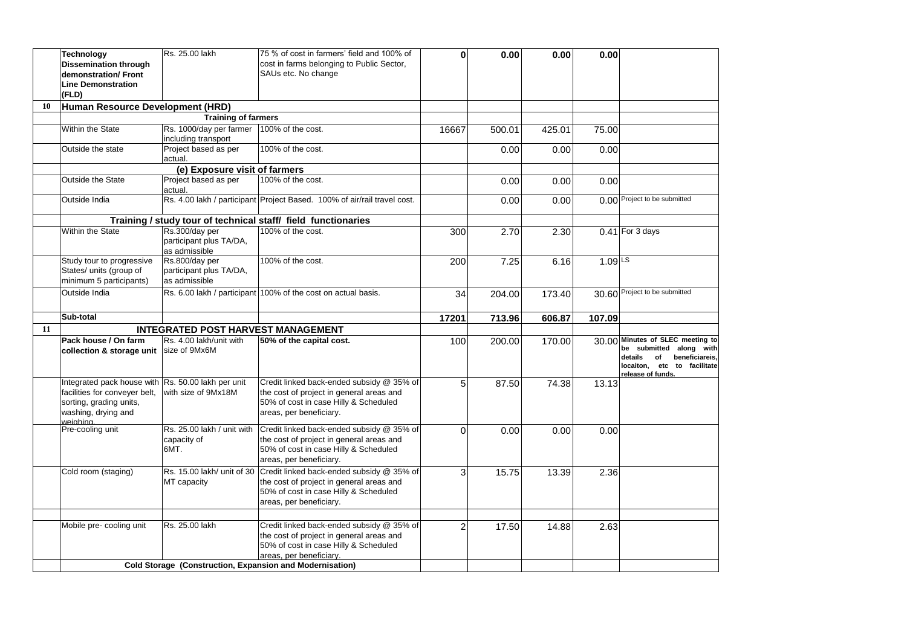| | | | | | | | | |
|---|---|---|---|---|---|---|---|---|
| | **Technology Dissemination through demonstration/ Front Line Demonstration (FLD)** | Rs. 25.00 lakh | 75 % of cost in farmers' field and 100% of cost in farms belonging to Public Sector, SAUs etc. No change | 0 | 0.00 | 0.00 | 0.00 | |
| 10 | **Human Resource Development (HRD)** | | | | | | | |
| | | **Training of farmers** | | | | | | |
| | Within the State | Rs. 1000/day per farmer including transport | 100% of the cost. | 16667 | 500.01 | 425.01 | 75.00 | |
| | Outside the state | Project based as per actual. | 100% of the cost. | | 0.00 | 0.00 | 0.00 | |
| | | **(e) Exposure visit of farmers** | | | | | | |
| | Outside the State | Project based as per actual. | 100% of the cost. | | 0.00 | 0.00 | 0.00 | |
| | Outside India | Rs. 4.00 lakh / participant | Project Based. 100% of air/rail travel cost. | | 0.00 | 0.00 | 0.00 | Project to be submitted |
| | | **Training / study tour of technical staff/ field functionaries** | | | | | | |
| | Within the State | Rs.300/day per participant plus TA/DA, as admissible | 100% of the cost. | 300 | 2.70 | 2.30 | 0.41 | For 3 days |
| | Study tour to progressive States/ units (group of minimum 5 participants) | Rs.800/day per participant plus TA/DA, as admissible | 100% of the cost. | 200 | 7.25 | 6.16 | 1.09 | LS |
| | Outside India | Rs. 6.00 lakh / participant | 100% of the cost on actual basis. | 34 | 204.00 | 173.40 | 30.60 | Project to be submitted |
| | **Sub-total** | | | **17201** | **713.96** | **606.87** | **107.09** | |
| 11 | | **INTEGRATED POST HARVEST MANAGEMENT** | | | | | | |
| | **Pack house / On farm collection & storage unit** | Rs. 4.00 lakh/unit with size of 9Mx6M | **50% of the capital cost.** | 100 | 200.00 | 170.00 | 30.00 | **Minutes of SLEC meeting to be submitted along with details of beneficiareis, locaiton, etc to facilitate release of funds.** |
| | Integrated pack house with facilities for conveyer belt, sorting, grading units, washing, drying and weighing. | Rs. 50.00 lakh per unit with size of 9Mx18M | Credit linked back-ended subsidy @ 35% of the cost of project in general areas and 50% of cost in case Hilly & Scheduled areas, per beneficiary. | 5 | 87.50 | 74.38 | 13.13 | |
| | Pre-cooling unit | Rs. 25.00 lakh / unit with capacity of 6MT. | Credit linked back-ended subsidy @ 35% of the cost of project in general areas and 50% of cost in case Hilly & Scheduled areas, per beneficiary. | 0 | 0.00 | 0.00 | 0.00 | |
| | Cold room (staging) | Rs. 15.00 lakh/ unit of 30 MT capacity | Credit linked back-ended subsidy @ 35% of the cost of project in general areas and 50% of cost in case Hilly & Scheduled areas, per beneficiary. | 3 | 15.75 | 13.39 | 2.36 | |
| | | | | | | | | |
| | Mobile pre- cooling unit | Rs. 25.00 lakh | Credit linked back-ended subsidy @ 35% of the cost of project in general areas and 50% of cost in case Hilly & Scheduled areas, per beneficiary. | 2 | 17.50 | 14.88 | 2.63 | |
| | | **Cold Storage (Construction, Expansion and Modernisation)** | | | | | | |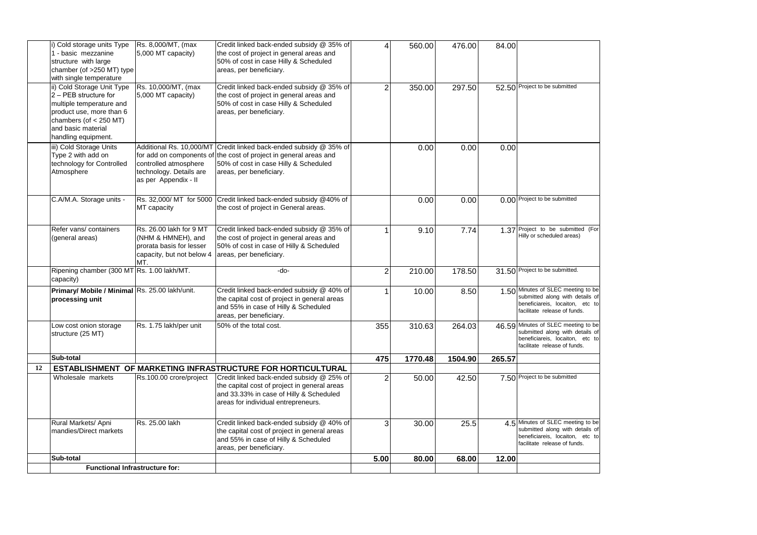| | | | | | | | | |
|---|---|---|---|---|---|---|---|---|
| | i) Cold storage units Type 1 - basic mezzanine structure with large chamber (of >250 MT) type with single temperature | Rs. 8,000/MT, (max 5,000 MT capacity) | Credit linked back-ended subsidy @ 35% of the cost of project in general areas and 50% of cost in case Hilly & Scheduled areas, per beneficiary. | 4 | 560.00 | 476.00 | 84.00 | |
| | ii) Cold Storage Unit Type 2 – PEB structure for multiple temperature and product use, more than 6 chambers (of < 250 MT) and basic material handling equipment. | Rs. 10,000/MT, (max 5,000 MT capacity) | Credit linked back-ended subsidy @ 35% of the cost of project in general areas and 50% of cost in case Hilly & Scheduled areas, per beneficiary. | 2 | 350.00 | 297.50 | 52.50 | Project to be submitted |
| | iii) Cold Storage Units Type 2 with add on technology for Controlled Atmosphere | Additional Rs. 10,000/MT for add on components of controlled atmosphere technology. Details are as per Appendix - II | Credit linked back-ended subsidy @ 35% of the cost of project in general areas and 50% of cost in case Hilly & Scheduled areas, per beneficiary. | | 0.00 | 0.00 | 0.00 | |
| | C.A/M.A. Storage units - | Rs. 32,000/ MT for 5000 MT capacity | Credit linked back-ended subsidy @40% of the cost of project in General areas. | | 0.00 | 0.00 | 0.00 | Project to be submitted |
| | Refer vans/ containers (general areas) | Rs. 26.00 lakh for 9 MT (NHM & HMNEH), and prorata basis for lesser capacity, but not below 4 MT. | Credit linked back-ended subsidy @ 35% of the cost of project in general areas and 50% of cost in case of Hilly & Scheduled areas, per beneficiary. | 1 | 9.10 | 7.74 | 1.37 | Project to be submitted (For Hilly or scheduled areas) |
| | Ripening chamber (300 MT capacity) | Rs. 1.00 lakh/MT. | -do- | 2 | 210.00 | 178.50 | 31.50 | Project to be submitted. |
| | **Primary/ Mobile / Minimal processing unit** | Rs. 25.00 lakh/unit. | Credit linked back-ended subsidy @ 40% of the capital cost of project in general areas and 55% in case of Hilly & Scheduled areas, per beneficiary. | 1 | 10.00 | 8.50 | 1.50 | Minutes of SLEC meeting to be submitted along with details of beneficiareis, locaiton, etc to facilitate release of funds. |
| | Low cost onion storage structure (25 MT) | Rs. 1.75 lakh/per unit | 50% of the total cost. | 355 | 310.63 | 264.03 | 46.59 | Minutes of SLEC meeting to be submitted along with details of beneficiareis, locaiton, etc to facilitate release of funds. |
| | **Sub-total** | | | **475** | **1770.48** | **1504.90** | **265.57** | |
| **12** | **ESTABLISHMENT OF MARKETING INFRASTRUCTURE FOR HORTICULTURAL** | | | | | | | |
| | Wholesale markets | Rs.100.00 crore/project | Credit linked back-ended subsidy @ 25% of the capital cost of project in general areas and 33.33% in case of Hilly & Scheduled areas for individual entrepreneurs. | 2 | 50.00 | 42.50 | 7.50 | Project to be submitted |
| | Rural Markets/ Apni mandies/Direct markets | Rs. 25.00 lakh | Credit linked back-ended subsidy @ 40% of the capital cost of project in general areas and 55% in case of Hilly & Scheduled areas, per beneficiary. | 3 | 30.00 | 25.5 | 4.5 | Minutes of SLEC meeting to be submitted along with details of beneficiareis, locaiton, etc to facilitate release of funds. |
| | **Sub-total** | | | **5.00** | **80.00** | **68.00** | **12.00** | |
| | **Functional Infrastructure for:** | | | | | | | |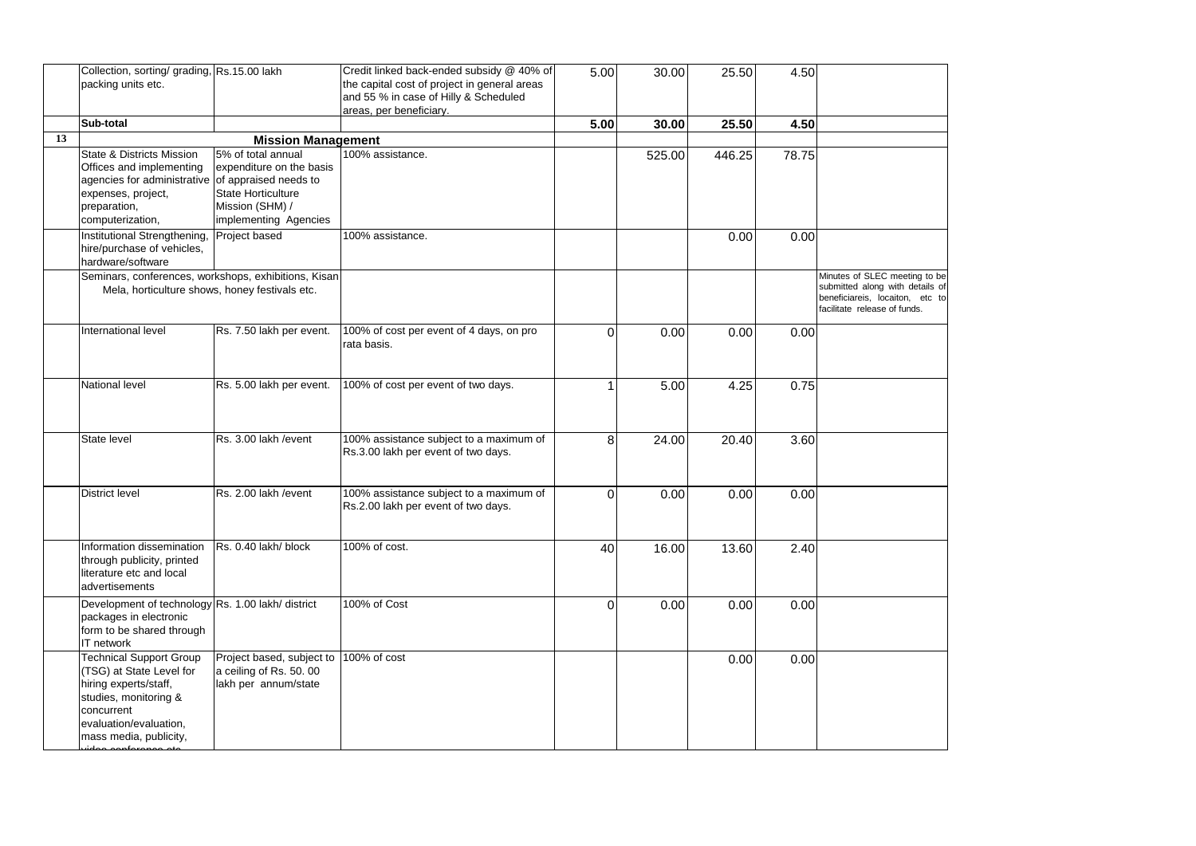| | | | | | | | | |
|---|---|---|---|---|---|---|---|---|
| | Collection, sorting/ grading, packing units etc. | Rs.15.00 lakh | Credit linked back-ended subsidy @ 40% of the capital cost of project in general areas and 55 % in case of Hilly & Scheduled areas, per beneficiary. | 5.00 | 30.00 | 25.50 | 4.50 | |
| | **Sub-total** | | | **5.00** | **30.00** | **25.50** | **4.50** | |
| **13** | **Mission Management** | | | | | | | |
| | State & Districts Mission Offices and implementing agencies for administrative expenses, project, preparation, computerization, | 5% of total annual expenditure on the basis of appraised needs to State Horticulture Mission (SHM) / implementing Agencies | 100% assistance. | | 525.00 | 446.25 | 78.75 | |
| | Institutional Strengthening, hire/purchase of vehicles, hardware/software | Project based | 100% assistance. | | | 0.00 | 0.00 | |
| | Seminars, conferences, workshops, exhibitions, Kisan Mela, horticulture shows, honey festivals etc. | | | | | | | Minutes of SLEC meeting to be submitted along with details of beneficiareis, locaiton, etc to facilitate release of funds. |
| | International level | Rs. 7.50 lakh per event. | 100% of cost per event of 4 days, on pro rata basis. | 0 | 0.00 | 0.00 | 0.00 | |
| | National level | Rs. 5.00 lakh per event. | 100% of cost per event of two days. | 1 | 5.00 | 4.25 | 0.75 | |
| | State level | Rs. 3.00 lakh /event | 100% assistance subject to a maximum of Rs.3.00 lakh per event of two days. | 8 | 24.00 | 20.40 | 3.60 | |
| | District level | Rs. 2.00 lakh /event | 100% assistance subject to a maximum of Rs.2.00 lakh per event of two days. | 0 | 0.00 | 0.00 | 0.00 | |
| | Information dissemination through publicity, printed literature etc and local advertisements | Rs. 0.40 lakh/ block | 100% of cost. | 40 | 16.00 | 13.60 | 2.40 | |
| | Development of technology packages in electronic form to be shared through IT network | Rs. 1.00 lakh/ district | 100% of Cost | 0 | 0.00 | 0.00 | 0.00 | |
| | Technical Support Group (TSG) at State Level for hiring experts/staff, studies, monitoring & concurrent evaluation/evaluation, mass media, publicity, video conference etc. | Project based, subject to a ceiling of Rs. 50. 00 lakh per annum/state | 100% of cost | | | 0.00 | 0.00 | |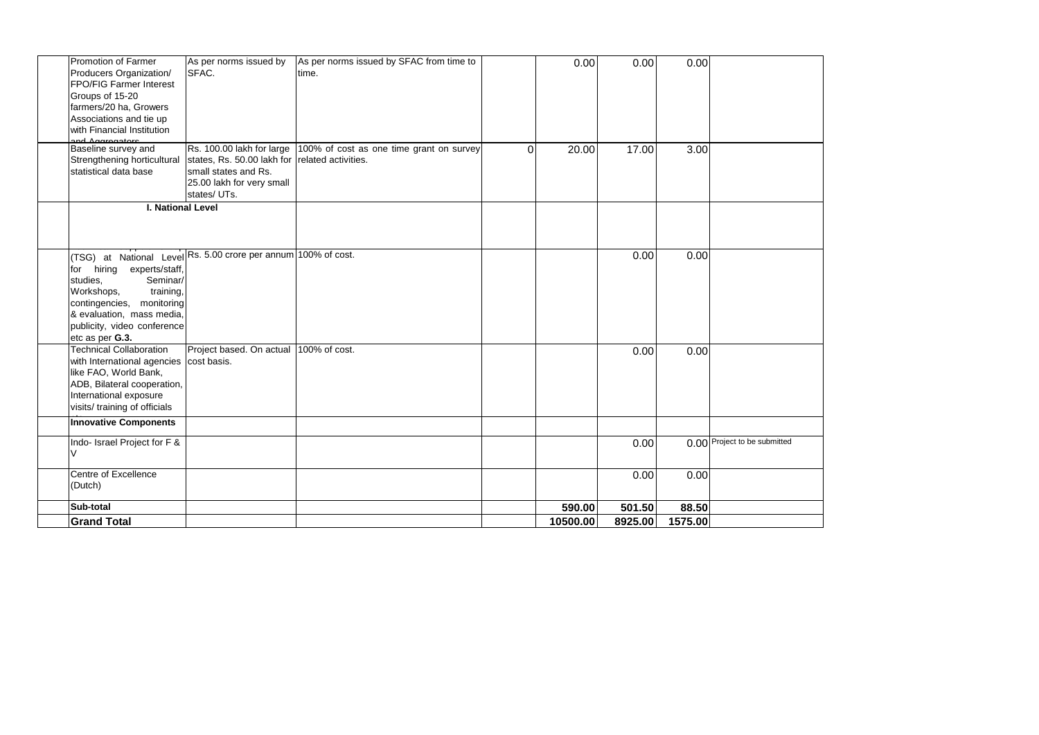| | | | | | | | | |
|---|---|---|---|---|---|---|---|---|
| | Promotion of Farmer Producers Organization/ FPO/FIG Farmer Interest Groups of 15-20 farmers/20 ha, Growers Associations and tie up with Financial Institution and Aggregators | As per norms issued by SFAC. | As per norms issued by SFAC from time to time. | | 0.00 | 0.00 | 0.00 | |
| | Baseline survey and Strengthening horticultural statistical data base | Rs. 100.00 lakh for large states, Rs. 50.00 lakh for small states and Rs. 25.00 lakh for very small states/ UTs. | 100% of cost as one time grant on survey related activities. | 0 | 20.00 | 17.00 | 3.00 | |
| | **I. National Level** | | | | | | | |
| | (TSG) at National Level for hiring experts/staff, studies, Seminar/ Workshops, training, contingencies, monitoring & evaluation, mass media, publicity, video conference etc as per **G.3.** | Rs. 5.00 crore per annum | 100% of cost. | | | 0.00 | 0.00 | |
| | Technical Collaboration with International agencies like FAO, World Bank, ADB, Bilateral cooperation, International exposure visits/ training of officials | Project based. On actual cost basis. | 100% of cost. | | | 0.00 | 0.00 | |
| | **Innovative Components** | | | | | | | |
| | Indo- Israel Project for F & V | | | | | 0.00 | 0.00 | Project to be submitted |
| | Centre of Excellence (Dutch) | | | | | 0.00 | 0.00 | |
| | **Sub-total** | | | | **590.00** | **501.50** | **88.50** | |
| | **Grand Total** | | | | **10500.00** | **8925.00** | **1575.00** | |